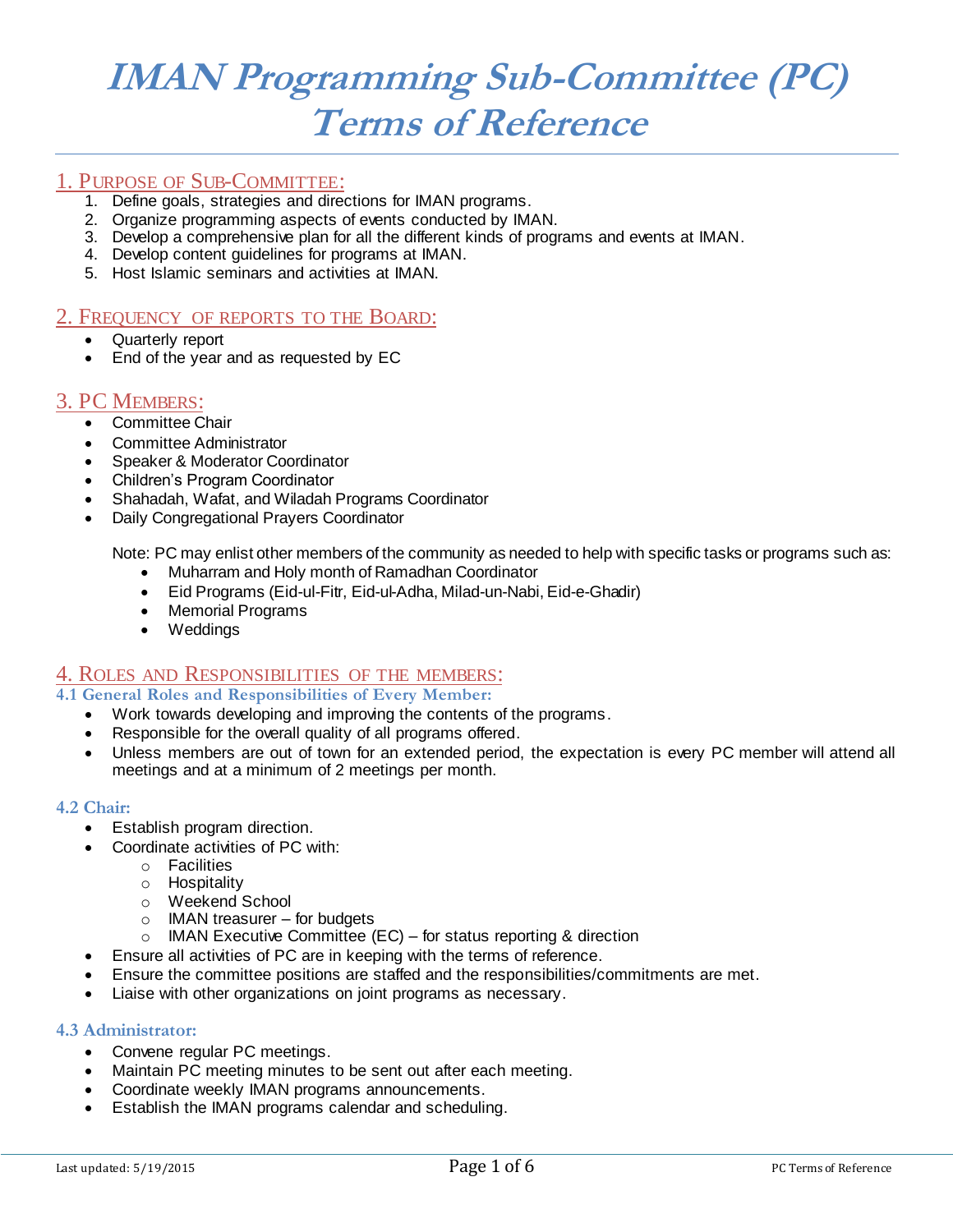# IMAN Programming Sub-Committee (PC) Terms of Reference

## 1. Purpose of Sub-Committee:

1. Define goals, strategies and directions for IMAN programs.
2. Organize programming aspects of events conducted by IMAN.
3. Develop a comprehensive plan for all the different kinds of programs and events at IMAN.
4. Develop content guidelines for programs at IMAN.
5. Host Islamic seminars and activities at IMAN.

## 2. Frequency of reports to the Board:

- Quarterly report
- End of the year and as requested by EC

## 3. PC Members:

- Committee Chair
- Committee Administrator
- Speaker & Moderator Coordinator
- Children's Program Coordinator
- Shahadah, Wafat, and Wiladah Programs Coordinator
- Daily Congregational Prayers Coordinator

Note: PC may enlist other members of the community as needed to help with specific tasks or programs such as:

- Muharram and Holy month of Ramadhan Coordinator
- Eid Programs (Eid-ul-Fitr, Eid-ul-Adha, Milad-un-Nabi, Eid-e-Ghadir)
- Memorial Programs
- Weddings

## 4. Roles and Responsibilities of the members:

### 4.1 General Roles and Responsibilities of Every Member:

- Work towards developing and improving the contents of the programs.
- Responsible for the overall quality of all programs offered.
- Unless members are out of town for an extended period, the expectation is every PC member will attend all meetings and at a minimum of 2 meetings per month.

### 4.2 Chair:

- Establish program direction.
- Coordinate activities of PC with:
  - Facilities
  - Hospitality
  - Weekend School
  - IMAN treasurer – for budgets
  - IMAN Executive Committee (EC) – for status reporting & direction
- Ensure all activities of PC are in keeping with the terms of reference.
- Ensure the committee positions are staffed and the responsibilities/commitments are met.
- Liaise with other organizations on joint programs as necessary.

### 4.3 Administrator:

- Convene regular PC meetings.
- Maintain PC meeting minutes to be sent out after each meeting.
- Coordinate weekly IMAN programs announcements.
- Establish the IMAN programs calendar and scheduling.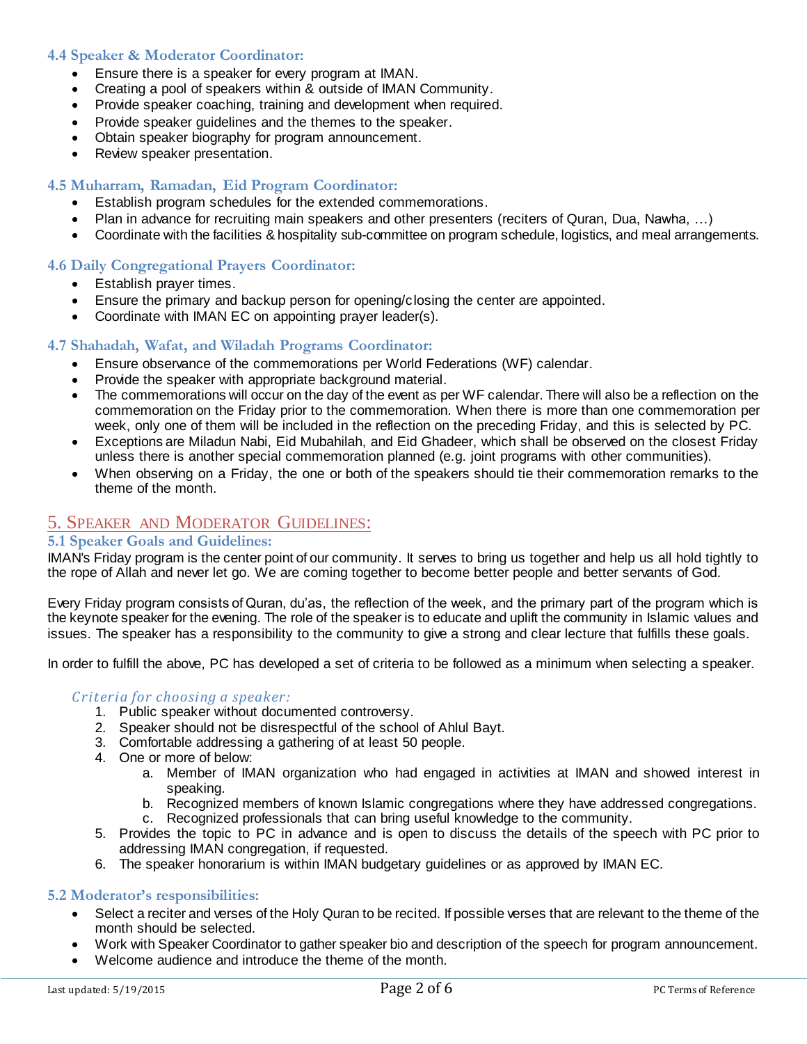### 4.4 Speaker & Moderator Coordinator:

- Ensure there is a speaker for every program at IMAN.
- Creating a pool of speakers within & outside of IMAN Community.
- Provide speaker coaching, training and development when required.
- Provide speaker guidelines and the themes to the speaker.
- Obtain speaker biography for program announcement.
- Review speaker presentation.

### 4.5 Muharram, Ramadan, Eid Program Coordinator:

- Establish program schedules for the extended commemorations.
- Plan in advance for recruiting main speakers and other presenters (reciters of Quran, Dua, Nawha, …)
- Coordinate with the facilities & hospitality sub-committee on program schedule, logistics, and meal arrangements.

### 4.6 Daily Congregational Prayers Coordinator:

- Establish prayer times.
- Ensure the primary and backup person for opening/closing the center are appointed.
- Coordinate with IMAN EC on appointing prayer leader(s).

### 4.7 Shahadah, Wafat, and Wiladah Programs Coordinator:

- Ensure observance of the commemorations per World Federations (WF) calendar.
- Provide the speaker with appropriate background material.
- The commemorations will occur on the day of the event as per WF calendar. There will also be a reflection on the commemoration on the Friday prior to the commemoration. When there is more than one commemoration per week, only one of them will be included in the reflection on the preceding Friday, and this is selected by PC.
- Exceptions are Miladun Nabi, Eid Mubahilah, and Eid Ghadeer, which shall be observed on the closest Friday unless there is another special commemoration planned (e.g. joint programs with other communities).
- When observing on a Friday, the one or both of the speakers should tie their commemoration remarks to the theme of the month.

## 5. Speaker and Moderator Guidelines:

### 5.1 Speaker Goals and Guidelines:

IMAN's Friday program is the center point of our community. It serves to bring us together and help us all hold tightly to the rope of Allah and never let go. We are coming together to become better people and better servants of God.

Every Friday program consists of Quran, du'as, the reflection of the week, and the primary part of the program which is the keynote speaker for the evening. The role of the speaker is to educate and uplift the community in Islamic values and issues. The speaker has a responsibility to the community to give a strong and clear lecture that fulfills these goals.

In order to fulfill the above, PC has developed a set of criteria to be followed as a minimum when selecting a speaker.

*Criteria for choosing a speaker:*

1. Public speaker without documented controversy.
2. Speaker should not be disrespectful of the school of Ahlul Bayt.
3. Comfortable addressing a gathering of at least 50 people.
4. One or more of below:
   a. Member of IMAN organization who had engaged in activities at IMAN and showed interest in speaking.
   b. Recognized members of known Islamic congregations where they have addressed congregations.
   c. Recognized professionals that can bring useful knowledge to the community.
5. Provides the topic to PC in advance and is open to discuss the details of the speech with PC prior to addressing IMAN congregation, if requested.
6. The speaker honorarium is within IMAN budgetary guidelines or as approved by IMAN EC.

### 5.2 Moderator's responsibilities:

- Select a reciter and verses of the Holy Quran to be recited. If possible verses that are relevant to the theme of the month should be selected.
- Work with Speaker Coordinator to gather speaker bio and description of the speech for program announcement.
- Welcome audience and introduce the theme of the month.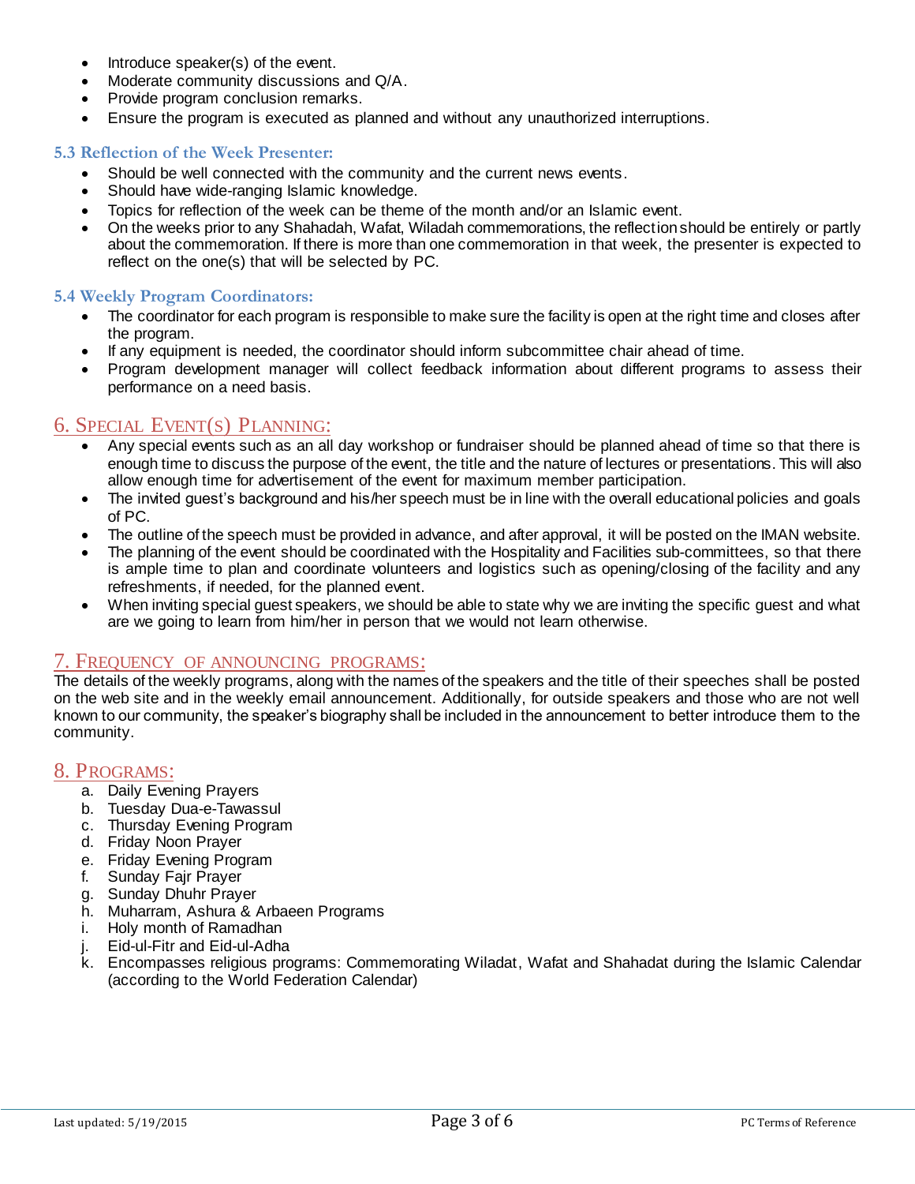- Introduce speaker(s) of the event.
- Moderate community discussions and Q/A.
- Provide program conclusion remarks.
- Ensure the program is executed as planned and without any unauthorized interruptions.

### 5.3 Reflection of the Week Presenter:

- Should be well connected with the community and the current news events.
- Should have wide-ranging Islamic knowledge.
- Topics for reflection of the week can be theme of the month and/or an Islamic event.
- On the weeks prior to any Shahadah, Wafat, Wiladah commemorations, the reflection should be entirely or partly about the commemoration. If there is more than one commemoration in that week, the presenter is expected to reflect on the one(s) that will be selected by PC.

### 5.4 Weekly Program Coordinators:

- The coordinator for each program is responsible to make sure the facility is open at the right time and closes after the program.
- If any equipment is needed, the coordinator should inform subcommittee chair ahead of time.
- Program development manager will collect feedback information about different programs to assess their performance on a need basis.

## 6. Special Event(s) Planning:

- Any special events such as an all day workshop or fundraiser should be planned ahead of time so that there is enough time to discuss the purpose of the event, the title and the nature of lectures or presentations. This will also allow enough time for advertisement of the event for maximum member participation.
- The invited guest's background and his/her speech must be in line with the overall educational policies and goals of PC.
- The outline of the speech must be provided in advance, and after approval, it will be posted on the IMAN website.
- The planning of the event should be coordinated with the Hospitality and Facilities sub-committees, so that there is ample time to plan and coordinate volunteers and logistics such as opening/closing of the facility and any refreshments, if needed, for the planned event.
- When inviting special guest speakers, we should be able to state why we are inviting the specific guest and what are we going to learn from him/her in person that we would not learn otherwise.

## 7. Frequency of announcing programs:

The details of the weekly programs, along with the names of the speakers and the title of their speeches shall be posted on the web site and in the weekly email announcement. Additionally, for outside speakers and those who are not well known to our community, the speaker's biography shall be included in the announcement to better introduce them to the community.

## 8. Programs:

a. Daily Evening Prayers
b. Tuesday Dua-e-Tawassul
c. Thursday Evening Program
d. Friday Noon Prayer
e. Friday Evening Program
f. Sunday Fajr Prayer
g. Sunday Dhuhr Prayer
h. Muharram, Ashura & Arbaeen Programs
i. Holy month of Ramadhan
j. Eid-ul-Fitr and Eid-ul-Adha
k. Encompasses religious programs: Commemorating Wiladat, Wafat and Shahadat during the Islamic Calendar (according to the World Federation Calendar)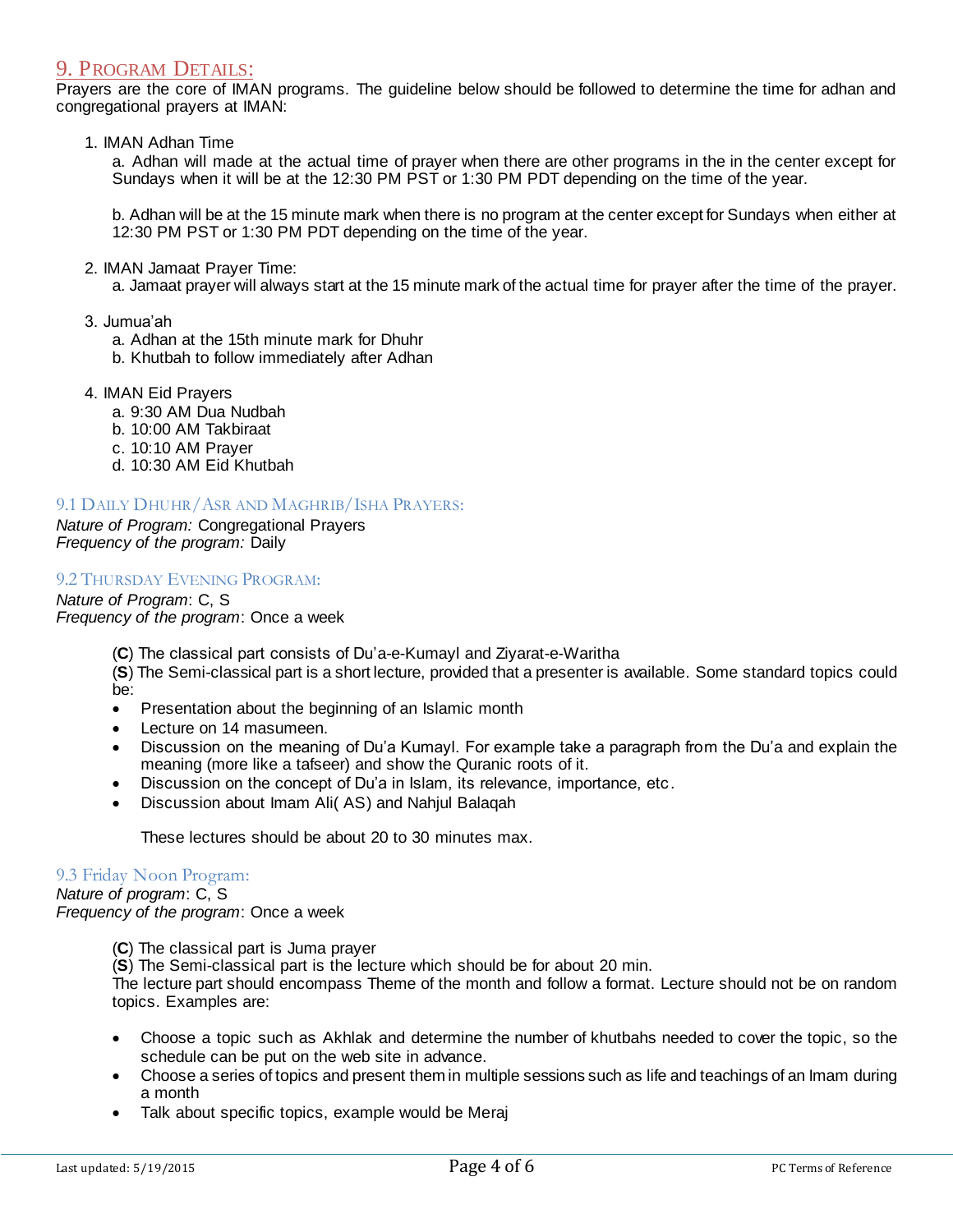## 9. Program Details:

Prayers are the core of IMAN programs. The guideline below should be followed to determine the time for adhan and congregational prayers at IMAN:

1. IMAN Adhan Time

   a. Adhan will made at the actual time of prayer when there are other programs in the in the center except for Sundays when it will be at the 12:30 PM PST or 1:30 PM PDT depending on the time of the year.

   b. Adhan will be at the 15 minute mark when there is no program at the center except for Sundays when either at 12:30 PM PST or 1:30 PM PDT depending on the time of the year.

2. IMAN Jamaat Prayer Time:

   a. Jamaat prayer will always start at the 15 minute mark of the actual time for prayer after the time of the prayer.

3. Jumua'ah

   a. Adhan at the 15th minute mark for Dhuhr
   b. Khutbah to follow immediately after Adhan

4. IMAN Eid Prayers

   a. 9:30 AM Dua Nudbah
   b. 10:00 AM Takbiraat
   c. 10:10 AM Prayer
   d. 10:30 AM Eid Khutbah

### 9.1 Daily Dhuhr/Asr and Maghrib/Isha Prayers:

*Nature of Program:* Congregational Prayers
*Frequency of the program:* Daily

### 9.2 Thursday Evening Program:

*Nature of Program*: C, S
*Frequency of the program*: Once a week

(**C**) The classical part consists of Du'a-e-Kumayl and Ziyarat-e-Waritha
(**S**) The Semi-classical part is a short lecture, provided that a presenter is available. Some standard topics could be:

- Presentation about the beginning of an Islamic month
- Lecture on 14 masumeen.
- Discussion on the meaning of Du'a Kumayl. For example take a paragraph from the Du'a and explain the meaning (more like a tafseer) and show the Quranic roots of it.
- Discussion on the concept of Du'a in Islam, its relevance, importance, etc.
- Discussion about Imam Ali( AS) and Nahjul Balaqah

These lectures should be about 20 to 30 minutes max.

### 9.3 Friday Noon Program:

*Nature of program*: C, S
*Frequency of the program*: Once a week

(**C**) The classical part is Juma prayer
(**S**) The Semi-classical part is the lecture which should be for about 20 min.
The lecture part should encompass Theme of the month and follow a format. Lecture should not be on random topics. Examples are:

- Choose a topic such as Akhlak and determine the number of khutbahs needed to cover the topic, so the schedule can be put on the web site in advance.
- Choose a series of topics and present them in multiple sessions such as life and teachings of an Imam during a month
- Talk about specific topics, example would be Meraj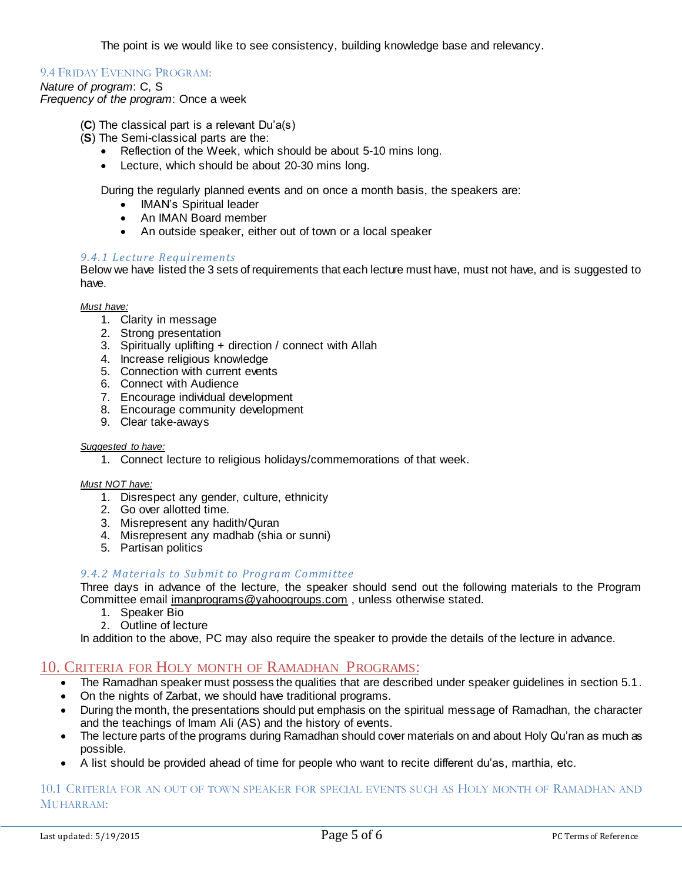The point is we would like to see consistency, building knowledge base and relevancy.

### 9.4 Friday Evening Program:

*Nature of program*: C, S
*Frequency of the program*: Once a week

(**C**) The classical part is a relevant Du'a(s)
(**S**) The Semi-classical parts are the:

- Reflection of the Week, which should be about 5-10 mins long.
- Lecture, which should be about 20-30 mins long.

During the regularly planned events and on once a month basis, the speakers are:

- IMAN's Spiritual leader
- An IMAN Board member
- An outside speaker, either out of town or a local speaker

#### *9.4.1 Lecture Requirements*

Below we have listed the 3 sets of requirements that each lecture must have, must not have, and is suggested to have.

*Must have:*

1. Clarity in message
2. Strong presentation
3. Spiritually uplifting + direction / connect with Allah
4. Increase religious knowledge
5. Connection with current events
6. Connect with Audience
7. Encourage individual development
8. Encourage community development
9. Clear take-aways

*Suggested to have:*

1. Connect lecture to religious holidays/commemorations of that week.

*Must NOT have:*

1. Disrespect any gender, culture, ethnicity
2. Go over allotted time.
3. Misrepresent any hadith/Quran
4. Misrepresent any madhab (shia or sunni)
5. Partisan politics

#### *9.4.2 Materials to Submit to Program Committee*

Three days in advance of the lecture, the speaker should send out the following materials to the Program Committee email imanprograms@yahoogroups.com , unless otherwise stated.

1. Speaker Bio
2. Outline of lecture

In addition to the above, PC may also require the speaker to provide the details of the lecture in advance.

## 10. Criteria for Holy month of Ramadhan Programs:

- The Ramadhan speaker must possess the qualities that are described under speaker guidelines in section 5.1.
- On the nights of Zarbat, we should have traditional programs.
- During the month, the presentations should put emphasis on the spiritual message of Ramadhan, the character and the teachings of Imam Ali (AS) and the history of events.
- The lecture parts of the programs during Ramadhan should cover materials on and about Holy Qu'ran as much as possible.
- A list should be provided ahead of time for people who want to recite different du'as, marthia, etc.

### 10.1 Criteria for an out of town speaker for special events such as Holy month of Ramadhan and Muharram: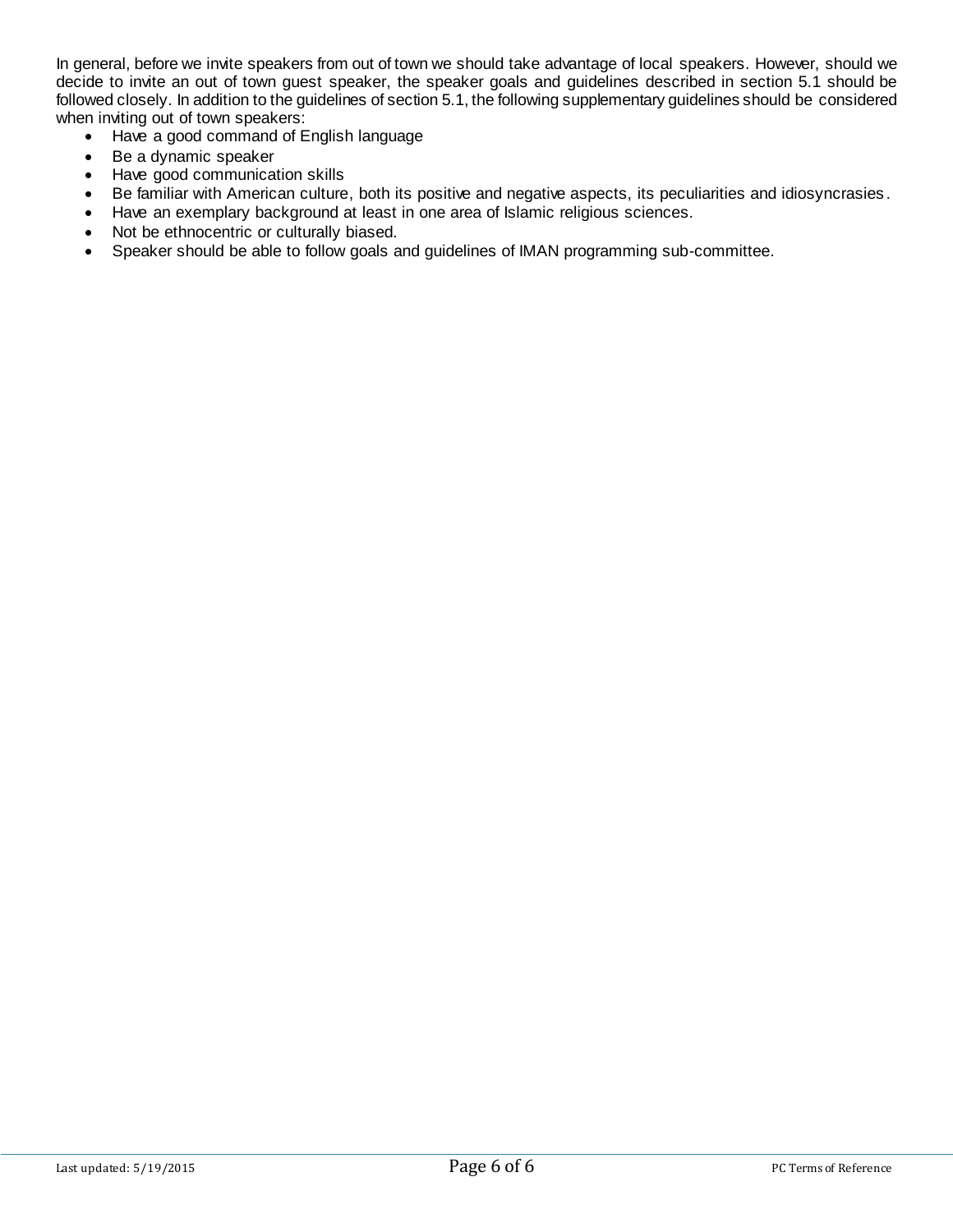In general, before we invite speakers from out of town we should take advantage of local speakers. However, should we decide to invite an out of town guest speaker, the speaker goals and guidelines described in section 5.1 should be followed closely. In addition to the guidelines of section 5.1, the following supplementary guidelines should be considered when inviting out of town speakers:

- Have a good command of English language
- Be a dynamic speaker
- Have good communication skills
- Be familiar with American culture, both its positive and negative aspects, its peculiarities and idiosyncrasies.
- Have an exemplary background at least in one area of Islamic religious sciences.
- Not be ethnocentric or culturally biased.
- Speaker should be able to follow goals and guidelines of IMAN programming sub-committee.